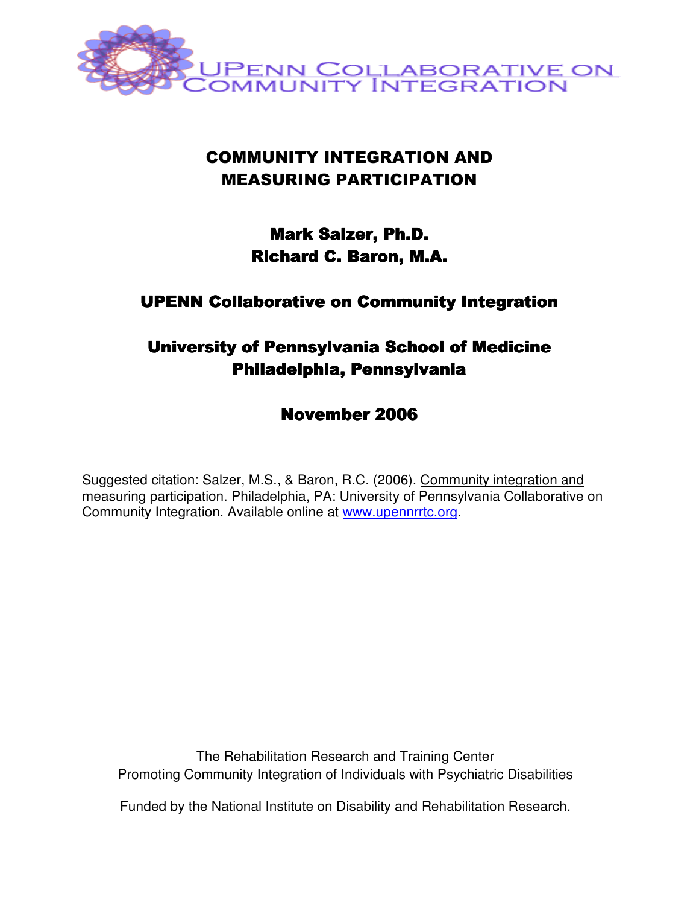UPENN COLLABORATIVE ON COMMUNITY INTEGRATION

# COMMUNITY INTEGRATION AND MEASURING PARTICIPATION

**Mark Salzer, Ph.D.**
**Richard C. Baron, M.A.**

**UPENN Collaborative on Community Integration**

**University of Pennsylvania School of Medicine**
**Philadelphia, Pennsylvania**

**November 2006**

Suggested citation: Salzer, M.S., & Baron, R.C. (2006). Community integration and measuring participation. Philadelphia, PA: University of Pennsylvania Collaborative on Community Integration. Available online at www.upennrrtc.org.

The Rehabilitation Research and Training Center
Promoting Community Integration of Individuals with Psychiatric Disabilities

Funded by the National Institute on Disability and Rehabilitation Research.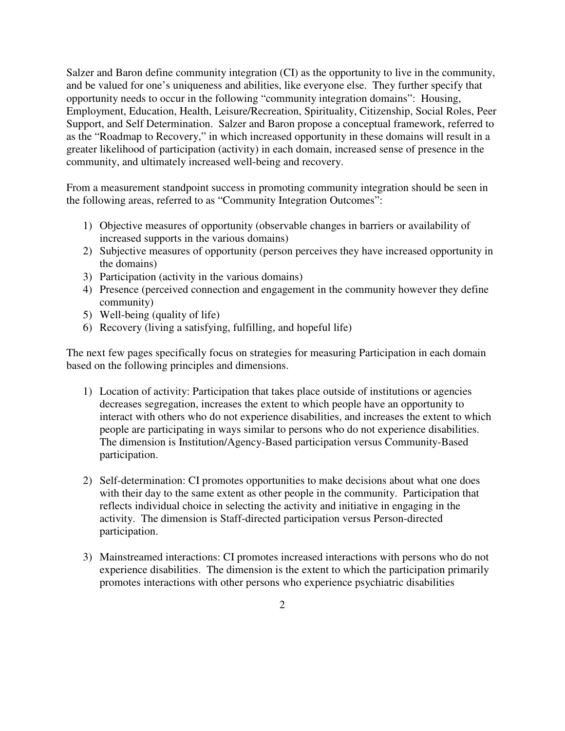Salzer and Baron define community integration (CI) as the opportunity to live in the community, and be valued for one's uniqueness and abilities, like everyone else. They further specify that opportunity needs to occur in the following "community integration domains": Housing, Employment, Education, Health, Leisure/Recreation, Spirituality, Citizenship, Social Roles, Peer Support, and Self Determination. Salzer and Baron propose a conceptual framework, referred to as the "Roadmap to Recovery," in which increased opportunity in these domains will result in a greater likelihood of participation (activity) in each domain, increased sense of presence in the community, and ultimately increased well-being and recovery.

From a measurement standpoint success in promoting community integration should be seen in the following areas, referred to as "Community Integration Outcomes":

1) Objective measures of opportunity (observable changes in barriers or availability of increased supports in the various domains)
2) Subjective measures of opportunity (person perceives they have increased opportunity in the domains)
3) Participation (activity in the various domains)
4) Presence (perceived connection and engagement in the community however they define community)
5) Well-being (quality of life)
6) Recovery (living a satisfying, fulfilling, and hopeful life)

The next few pages specifically focus on strategies for measuring Participation in each domain based on the following principles and dimensions.

1) Location of activity: Participation that takes place outside of institutions or agencies decreases segregation, increases the extent to which people have an opportunity to interact with others who do not experience disabilities, and increases the extent to which people are participating in ways similar to persons who do not experience disabilities. The dimension is Institution/Agency-Based participation versus Community-Based participation.

2) Self-determination: CI promotes opportunities to make decisions about what one does with their day to the same extent as other people in the community. Participation that reflects individual choice in selecting the activity and initiative in engaging in the activity. The dimension is Staff-directed participation versus Person-directed participation.

3) Mainstreamed interactions: CI promotes increased interactions with persons who do not experience disabilities. The dimension is the extent to which the participation primarily promotes interactions with other persons who experience psychiatric disabilities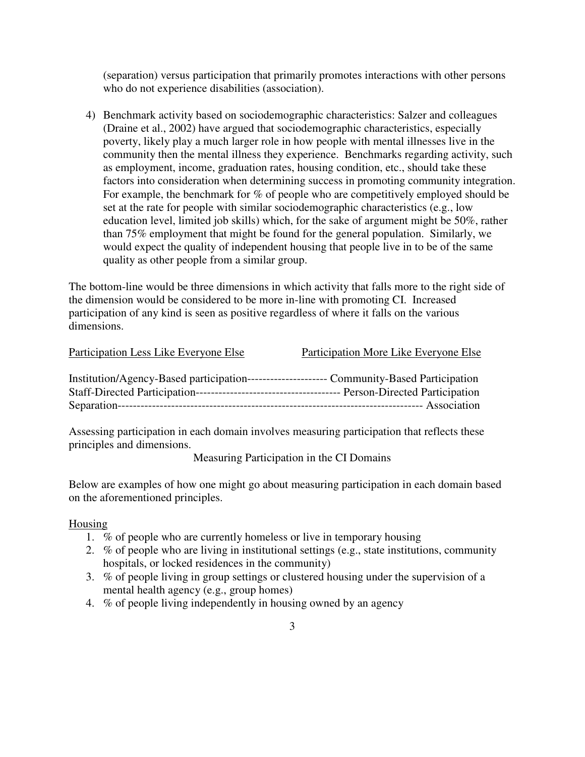(separation) versus participation that primarily promotes interactions with other persons who do not experience disabilities (association).

4) Benchmark activity based on sociodemographic characteristics: Salzer and colleagues (Draine et al., 2002) have argued that sociodemographic characteristics, especially poverty, likely play a much larger role in how people with mental illnesses live in the community then the mental illness they experience. Benchmarks regarding activity, such as employment, income, graduation rates, housing condition, etc., should take these factors into consideration when determining success in promoting community integration. For example, the benchmark for % of people who are competitively employed should be set at the rate for people with similar sociodemographic characteristics (e.g., low education level, limited job skills) which, for the sake of argument might be 50%, rather than 75% employment that might be found for the general population. Similarly, we would expect the quality of independent housing that people live in to be of the same quality as other people from a similar group.

The bottom-line would be three dimensions in which activity that falls more to the right side of the dimension would be considered to be more in-line with promoting CI. Increased participation of any kind is seen as positive regardless of where it falls on the various dimensions.

| <u>Participation Less Like Everyone Else</u> | <u>Participation More Like Everyone Else</u> |
| --- | --- |
| Institution/Agency-Based participation--------------------- | Community-Based Participation |
| Staff-Directed Participation-------------------------------------- | Person-Directed Participation |
| Separation--------------------------------------------------------------------------------- | Association |

Assessing participation in each domain involves measuring participation that reflects these principles and dimensions.

## Measuring Participation in the CI Domains

Below are examples of how one might go about measuring participation in each domain based on the aforementioned principles.

<u>Housing</u>

1. % of people who are currently homeless or live in temporary housing
2. % of people who are living in institutional settings (e.g., state institutions, community hospitals, or locked residences in the community)
3. % of people living in group settings or clustered housing under the supervision of a mental health agency (e.g., group homes)
4. % of people living independently in housing owned by an agency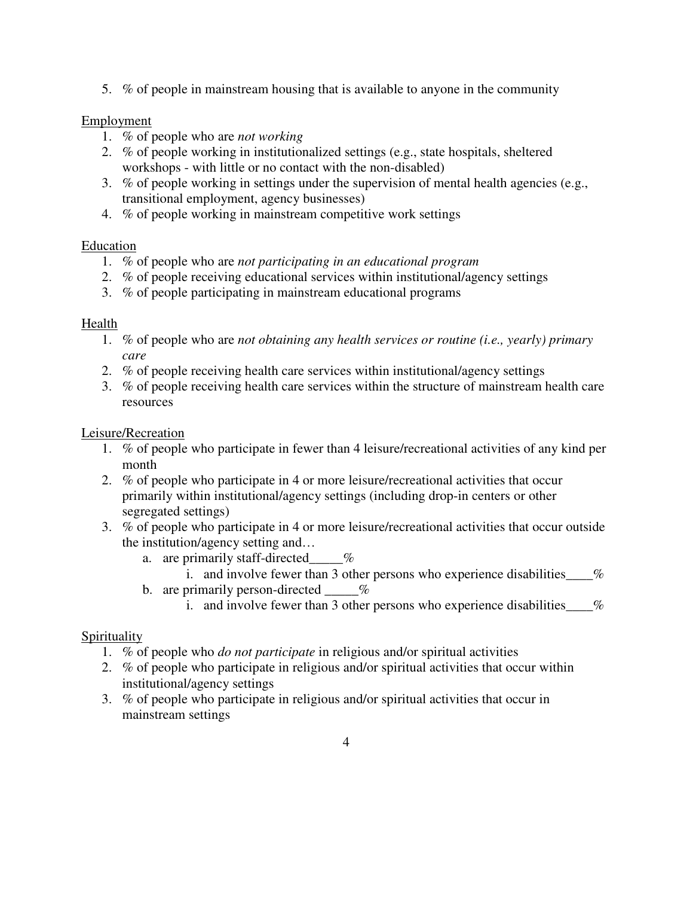5. % of people in mainstream housing that is available to anyone in the community

Employment

1. % of people who are *not working*
2. % of people working in institutionalized settings (e.g., state hospitals, sheltered workshops - with little or no contact with the non-disabled)
3. % of people working in settings under the supervision of mental health agencies (e.g., transitional employment, agency businesses)
4. % of people working in mainstream competitive work settings

Education

1. % of people who are *not participating in an educational program*
2. % of people receiving educational services within institutional/agency settings
3. % of people participating in mainstream educational programs

Health

1. % of people who are *not obtaining any health services or routine (i.e., yearly) primary care*
2. % of people receiving health care services within institutional/agency settings
3. % of people receiving health care services within the structure of mainstream health care resources

Leisure/Recreation

1. % of people who participate in fewer than 4 leisure/recreational activities of any kind per month
2. % of people who participate in 4 or more leisure/recreational activities that occur primarily within institutional/agency settings (including drop-in centers or other segregated settings)
3. % of people who participate in 4 or more leisure/recreational activities that occur outside the institution/agency setting and…
    a. are primarily staff-directed_____%
        i. and involve fewer than 3 other persons who experience disabilities____%
    b. are primarily person-directed _____%
        i. and involve fewer than 3 other persons who experience disabilities____%

Spirituality

1. % of people who *do not participate* in religious and/or spiritual activities
2. % of people who participate in religious and/or spiritual activities that occur within institutional/agency settings
3. % of people who participate in religious and/or spiritual activities that occur in mainstream settings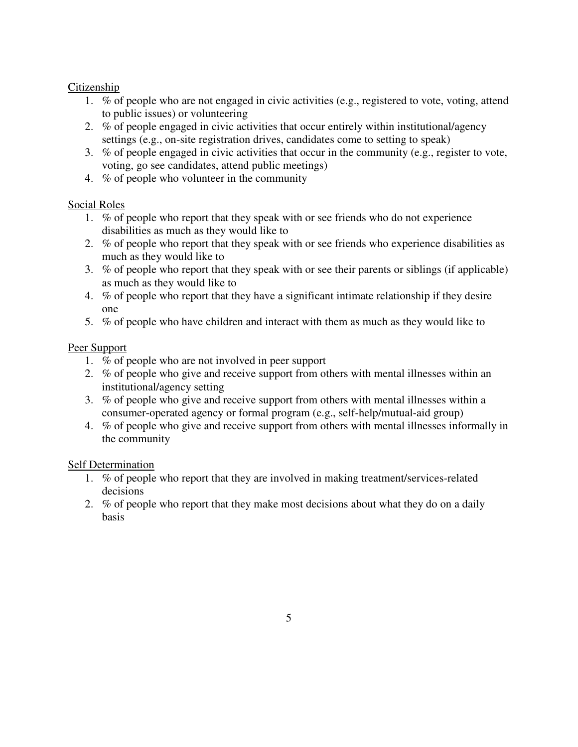Citizenship

1. % of people who are not engaged in civic activities (e.g., registered to vote, voting, attend to public issues) or volunteering
2. % of people engaged in civic activities that occur entirely within institutional/agency settings (e.g., on-site registration drives, candidates come to setting to speak)
3. % of people engaged in civic activities that occur in the community (e.g., register to vote, voting, go see candidates, attend public meetings)
4. % of people who volunteer in the community

Social Roles

1. % of people who report that they speak with or see friends who do not experience disabilities as much as they would like to
2. % of people who report that they speak with or see friends who experience disabilities as much as they would like to
3. % of people who report that they speak with or see their parents or siblings (if applicable) as much as they would like to
4. % of people who report that they have a significant intimate relationship if they desire one
5. % of people who have children and interact with them as much as they would like to

Peer Support

1. % of people who are not involved in peer support
2. % of people who give and receive support from others with mental illnesses within an institutional/agency setting
3. % of people who give and receive support from others with mental illnesses within a consumer-operated agency or formal program (e.g., self-help/mutual-aid group)
4. % of people who give and receive support from others with mental illnesses informally in the community

Self Determination

1. % of people who report that they are involved in making treatment/services-related decisions
2. % of people who report that they make most decisions about what they do on a daily basis